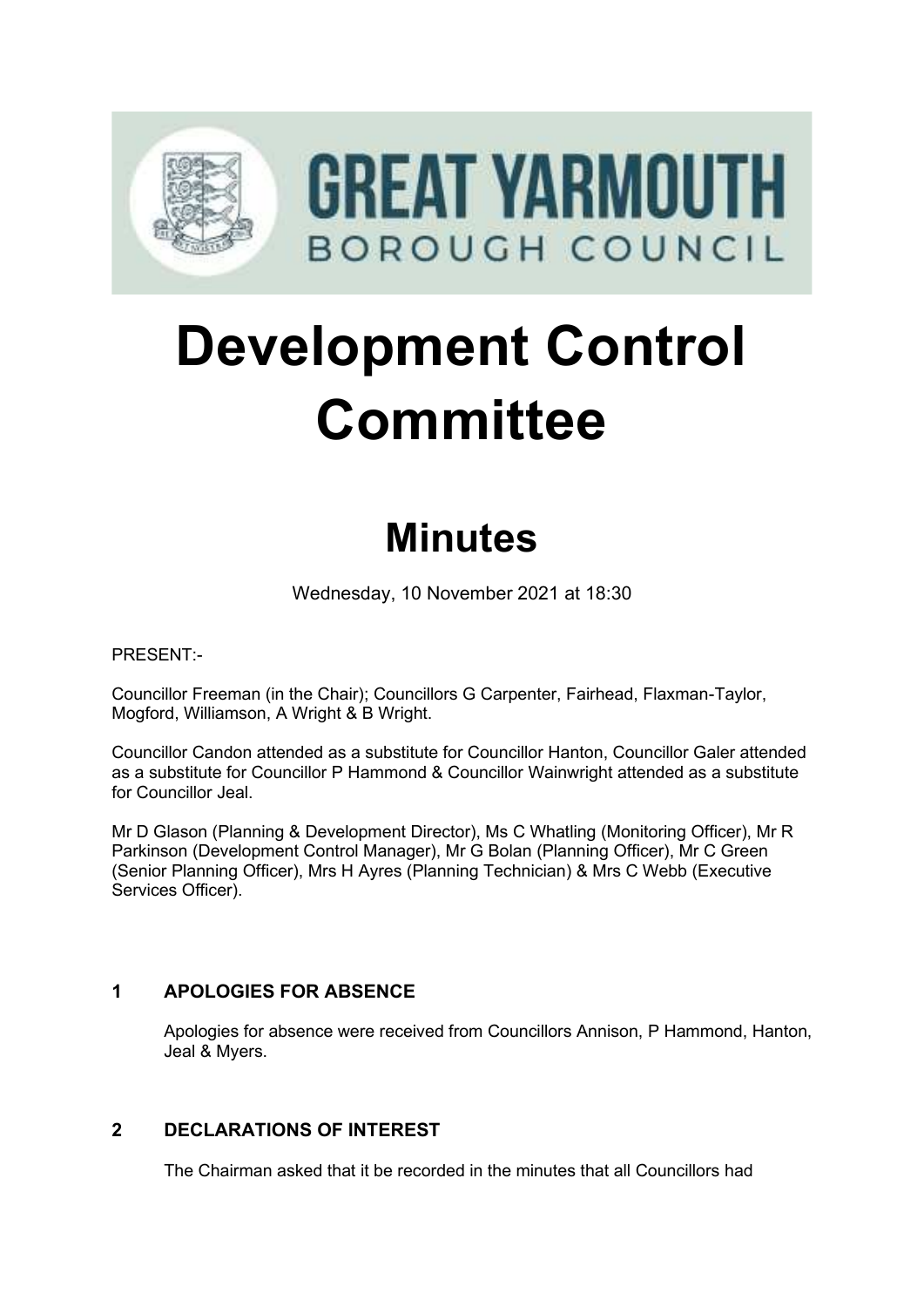# GREAT YARMOUTH BOROUGH COUNCIL

# Development Control Committee

## Minutes

Wednesday, 10 November 2021 at 18:30

PRESENT:-

Councillor Freeman (in the Chair); Councillors G Carpenter, Fairhead, Flaxman-Taylor, Mogford, Williamson, A Wright & B Wright.

Councillor Candon attended as a substitute for Councillor Hanton, Councillor Galer attended as a substitute for Councillor P Hammond & Councillor Wainwright attended as a substitute for Councillor Jeal.

Mr D Glason (Planning & Development Director), Ms C Whatling (Monitoring Officer), Mr R Parkinson (Development Control Manager), Mr G Bolan (Planning Officer), Mr C Green (Senior Planning Officer), Mrs H Ayres (Planning Technician) & Mrs C Webb (Executive Services Officer).

### 1 APOLOGIES FOR ABSENCE

Apologies for absence were received from Councillors Annison, P Hammond, Hanton, Jeal & Myers.

### 2 DECLARATIONS OF INTEREST

The Chairman asked that it be recorded in the minutes that all Councillors had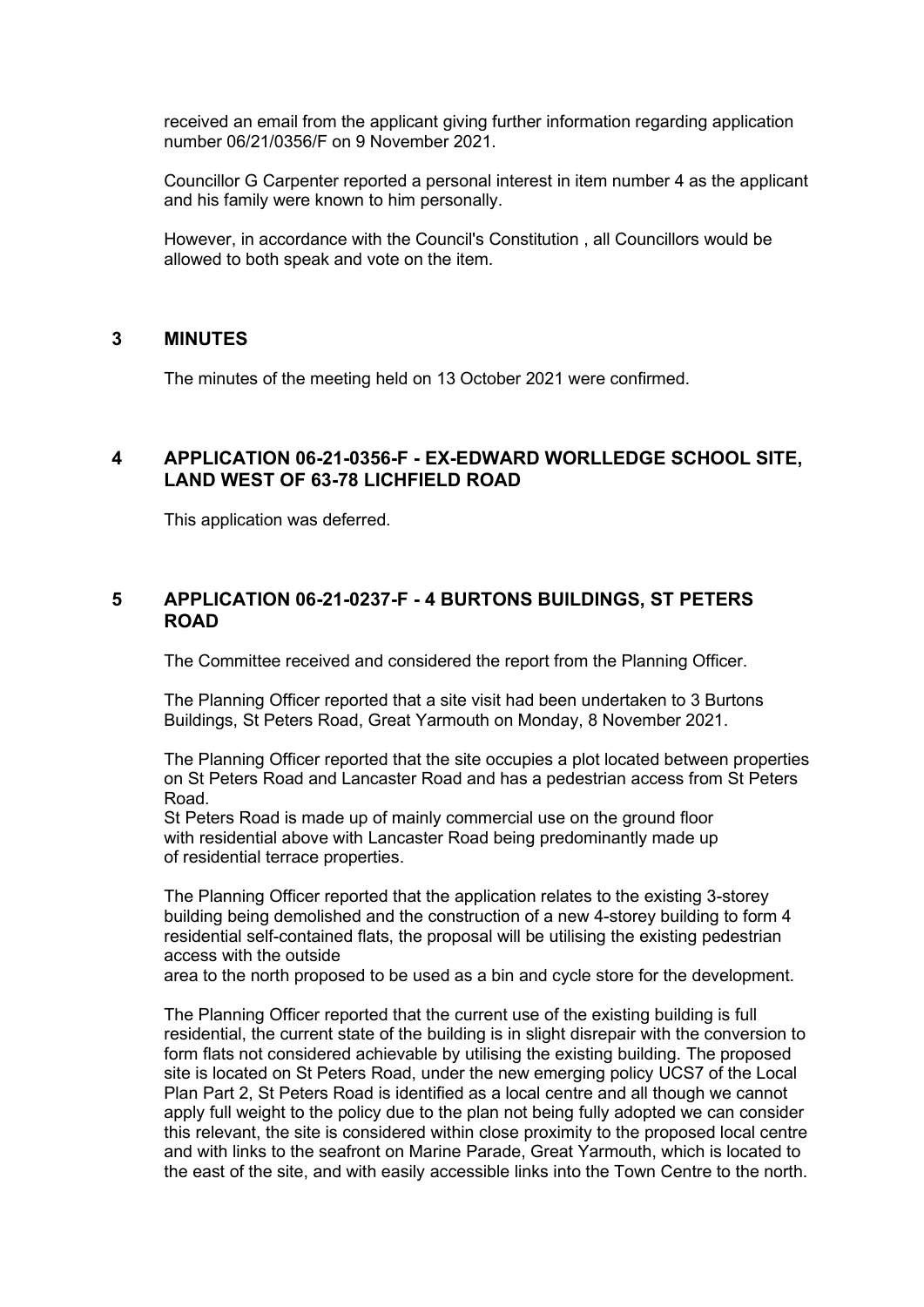received an email from the applicant giving further information regarding application number 06/21/0356/F on 9 November 2021.

Councillor G Carpenter reported a personal interest in item number 4 as the applicant and his family were known to him personally.

However, in accordance with the Council's Constitution , all Councillors would be allowed to both speak and vote on the item.

## 3 MINUTES

The minutes of the meeting held on 13 October 2021 were confirmed.

## 4 APPLICATION 06-21-0356-F - EX-EDWARD WORLLEDGE SCHOOL SITE, LAND WEST OF 63-78 LICHFIELD ROAD

This application was deferred.

## 5 APPLICATION 06-21-0237-F - 4 BURTONS BUILDINGS, ST PETERS ROAD

The Committee received and considered the report from the Planning Officer.

The Planning Officer reported that a site visit had been undertaken to 3 Burtons Buildings, St Peters Road, Great Yarmouth on Monday, 8 November 2021.

The Planning Officer reported that the site occupies a plot located between properties on St Peters Road and Lancaster Road and has a pedestrian access from St Peters Road.
St Peters Road is made up of mainly commercial use on the ground floor with residential above with Lancaster Road being predominantly made up of residential terrace properties.

The Planning Officer reported that the application relates to the existing 3-storey building being demolished and the construction of a new 4-storey building to form 4 residential self-contained flats, the proposal will be utilising the existing pedestrian access with the outside
area to the north proposed to be used as a bin and cycle store for the development.

The Planning Officer reported that the current use of the existing building is full residential, the current state of the building is in slight disrepair with the conversion to form flats not considered achievable by utilising the existing building. The proposed site is located on St Peters Road, under the new emerging policy UCS7 of the Local Plan Part 2, St Peters Road is identified as a local centre and all though we cannot apply full weight to the policy due to the plan not being fully adopted we can consider this relevant, the site is considered within close proximity to the proposed local centre and with links to the seafront on Marine Parade, Great Yarmouth, which is located to the east of the site, and with easily accessible links into the Town Centre to the north.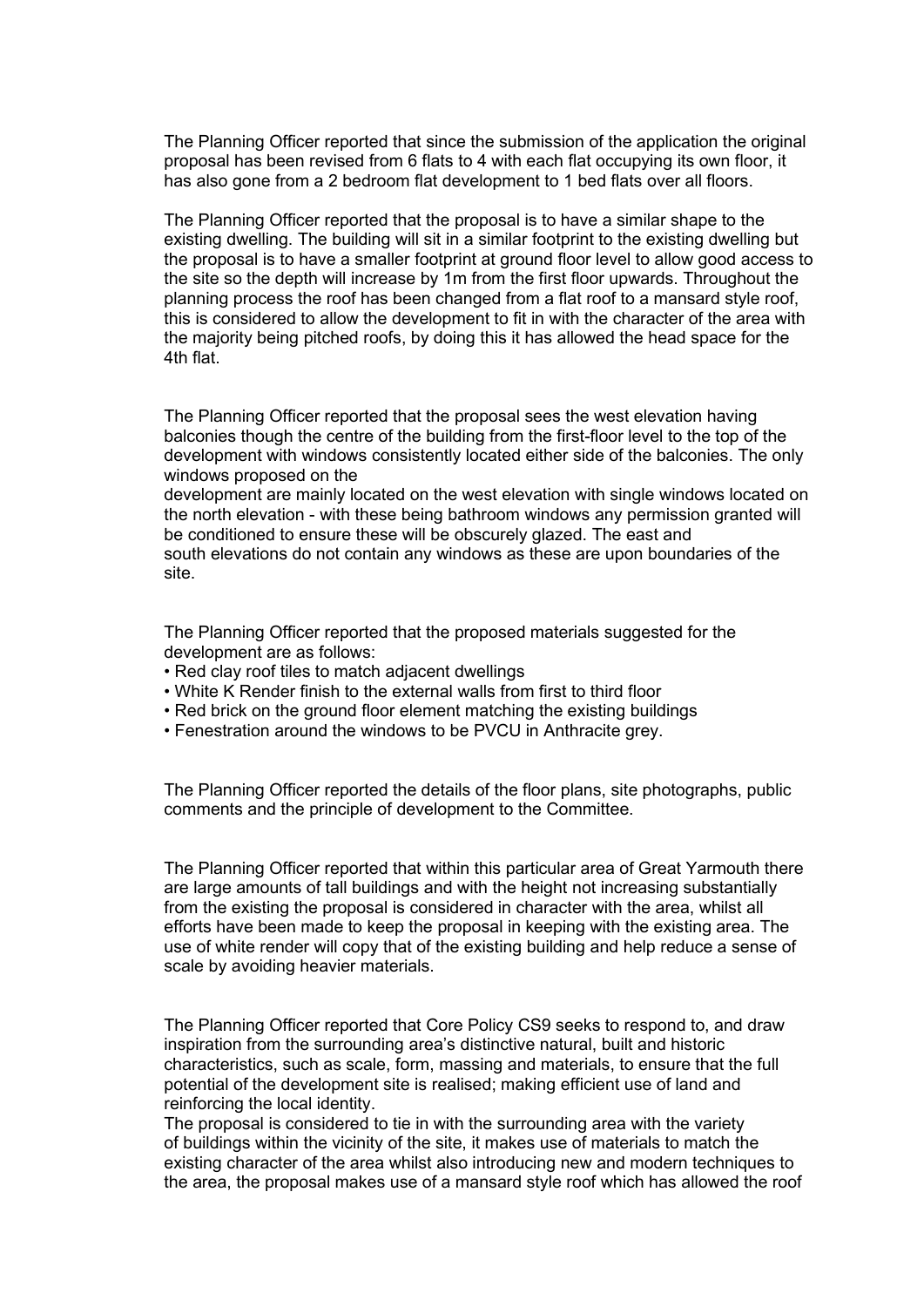The Planning Officer reported that since the submission of the application the original proposal has been revised from 6 flats to 4 with each flat occupying its own floor, it has also gone from a 2 bedroom flat development to 1 bed flats over all floors.

The Planning Officer reported that the proposal is to have a similar shape to the existing dwelling. The building will sit in a similar footprint to the existing dwelling but the proposal is to have a smaller footprint at ground floor level to allow good access to the site so the depth will increase by 1m from the first floor upwards. Throughout the planning process the roof has been changed from a flat roof to a mansard style roof, this is considered to allow the development to fit in with the character of the area with the majority being pitched roofs, by doing this it has allowed the head space for the 4th flat.

The Planning Officer reported that the proposal sees the west elevation having balconies though the centre of the building from the first-floor level to the top of the development with windows consistently located either side of the balconies. The only windows proposed on the development are mainly located on the west elevation with single windows located on the north elevation - with these being bathroom windows any permission granted will be conditioned to ensure these will be obscurely glazed. The east and south elevations do not contain any windows as these are upon boundaries of the site.

The Planning Officer reported that the proposed materials suggested for the development are as follows:

- Red clay roof tiles to match adjacent dwellings
- White K Render finish to the external walls from first to third floor
- Red brick on the ground floor element matching the existing buildings
- Fenestration around the windows to be PVCU in Anthracite grey.

The Planning Officer reported the details of the floor plans, site photographs, public comments and the principle of development to the Committee.

The Planning Officer reported that within this particular area of Great Yarmouth there are large amounts of tall buildings and with the height not increasing substantially from the existing the proposal is considered in character with the area, whilst all efforts have been made to keep the proposal in keeping with the existing area. The use of white render will copy that of the existing building and help reduce a sense of scale by avoiding heavier materials.

The Planning Officer reported that Core Policy CS9 seeks to respond to, and draw inspiration from the surrounding area's distinctive natural, built and historic characteristics, such as scale, form, massing and materials, to ensure that the full potential of the development site is realised; making efficient use of land and reinforcing the local identity.
The proposal is considered to tie in with the surrounding area with the variety of buildings within the vicinity of the site, it makes use of materials to match the existing character of the area whilst also introducing new and modern techniques to the area, the proposal makes use of a mansard style roof which has allowed the roof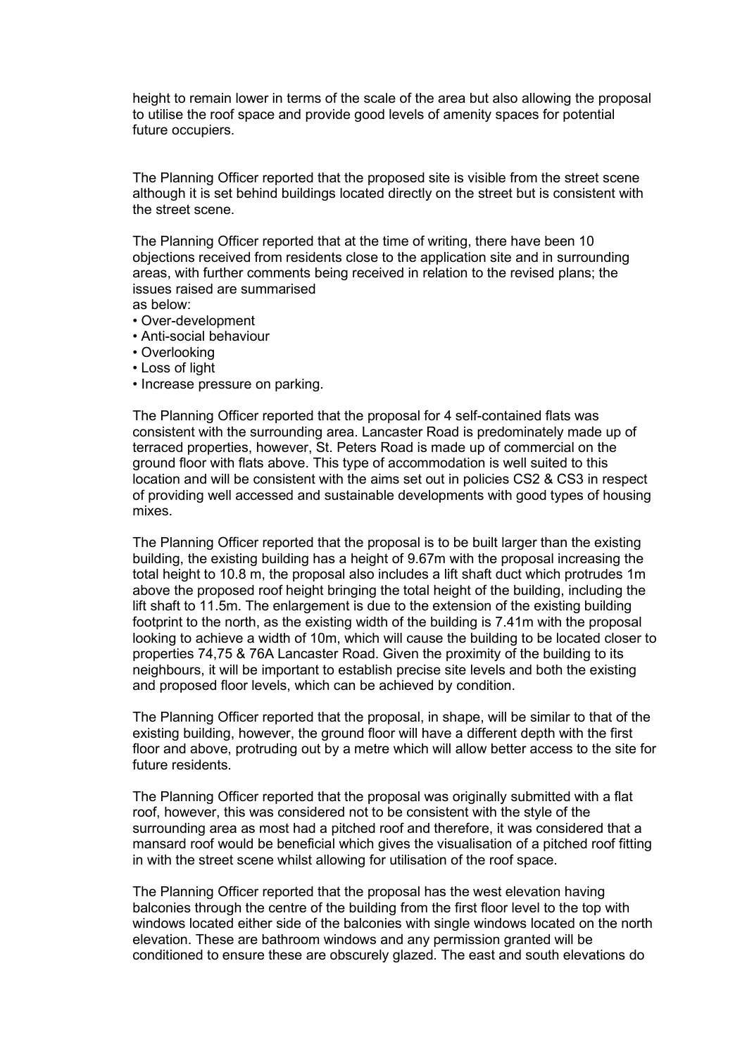height to remain lower in terms of the scale of the area but also allowing the proposal to utilise the roof space and provide good levels of amenity spaces for potential future occupiers.

The Planning Officer reported that the proposed site is visible from the street scene although it is set behind buildings located directly on the street but is consistent with the street scene.

The Planning Officer reported that at the time of writing, there have been 10 objections received from residents close to the application site and in surrounding areas, with further comments being received in relation to the revised plans; the issues raised are summarised as below:

- Over-development
- Anti-social behaviour
- Overlooking
- Loss of light
- Increase pressure on parking.

The Planning Officer reported that the proposal for 4 self-contained flats was consistent with the surrounding area. Lancaster Road is predominately made up of terraced properties, however, St. Peters Road is made up of commercial on the ground floor with flats above. This type of accommodation is well suited to this location and will be consistent with the aims set out in policies CS2 & CS3 in respect of providing well accessed and sustainable developments with good types of housing mixes.

The Planning Officer reported that the proposal is to be built larger than the existing building, the existing building has a height of 9.67m with the proposal increasing the total height to 10.8 m, the proposal also includes a lift shaft duct which protrudes 1m above the proposed roof height bringing the total height of the building, including the lift shaft to 11.5m. The enlargement is due to the extension of the existing building footprint to the north, as the existing width of the building is 7.41m with the proposal looking to achieve a width of 10m, which will cause the building to be located closer to properties 74,75 & 76A Lancaster Road. Given the proximity of the building to its neighbours, it will be important to establish precise site levels and both the existing and proposed floor levels, which can be achieved by condition.

The Planning Officer reported that the proposal, in shape, will be similar to that of the existing building, however, the ground floor will have a different depth with the first floor and above, protruding out by a metre which will allow better access to the site for future residents.

The Planning Officer reported that the proposal was originally submitted with a flat roof, however, this was considered not to be consistent with the style of the surrounding area as most had a pitched roof and therefore, it was considered that a mansard roof would be beneficial which gives the visualisation of a pitched roof fitting in with the street scene whilst allowing for utilisation of the roof space.

The Planning Officer reported that the proposal has the west elevation having balconies through the centre of the building from the first floor level to the top with windows located either side of the balconies with single windows located on the north elevation. These are bathroom windows and any permission granted will be conditioned to ensure these are obscurely glazed. The east and south elevations do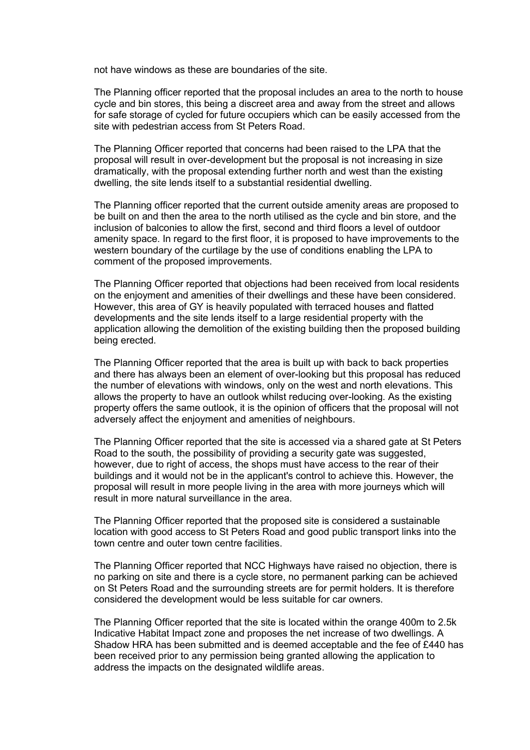not have windows as these are boundaries of the site.

The Planning officer reported that the proposal includes an area to the north to house cycle and bin stores, this being a discreet area and away from the street and allows for safe storage of cycled for future occupiers which can be easily accessed from the site with pedestrian access from St Peters Road.

The Planning Officer reported that concerns had been raised to the LPA that the proposal will result in over-development but the proposal is not increasing in size dramatically, with the proposal extending further north and west than the existing dwelling, the site lends itself to a substantial residential dwelling.

The Planning officer reported that the current outside amenity areas are proposed to be built on and then the area to the north utilised as the cycle and bin store, and the inclusion of balconies to allow the first, second and third floors a level of outdoor amenity space. In regard to the first floor, it is proposed to have improvements to the western boundary of the curtilage by the use of conditions enabling the LPA to comment of the proposed improvements.

The Planning Officer reported that objections had been received from local residents on the enjoyment and amenities of their dwellings and these have been considered. However, this area of GY is heavily populated with terraced houses and flatted developments and the site lends itself to a large residential property with the application allowing the demolition of the existing building then the proposed building being erected.

The Planning Officer reported that the area is built up with back to back properties and there has always been an element of over-looking but this proposal has reduced the number of elevations with windows, only on the west and north elevations. This allows the property to have an outlook whilst reducing over-looking. As the existing property offers the same outlook, it is the opinion of officers that the proposal will not adversely affect the enjoyment and amenities of neighbours.

The Planning Officer reported that the site is accessed via a shared gate at St Peters Road to the south, the possibility of providing a security gate was suggested, however, due to right of access, the shops must have access to the rear of their buildings and it would not be in the applicant's control to achieve this. However, the proposal will result in more people living in the area with more journeys which will result in more natural surveillance in the area.

The Planning Officer reported that the proposed site is considered a sustainable location with good access to St Peters Road and good public transport links into the town centre and outer town centre facilities.

The Planning Officer reported that NCC Highways have raised no objection, there is no parking on site and there is a cycle store, no permanent parking can be achieved on St Peters Road and the surrounding streets are for permit holders. It is therefore considered the development would be less suitable for car owners.

The Planning Officer reported that the site is located within the orange 400m to 2.5k Indicative Habitat Impact zone and proposes the net increase of two dwellings. A Shadow HRA has been submitted and is deemed acceptable and the fee of £440 has been received prior to any permission being granted allowing the application to address the impacts on the designated wildlife areas.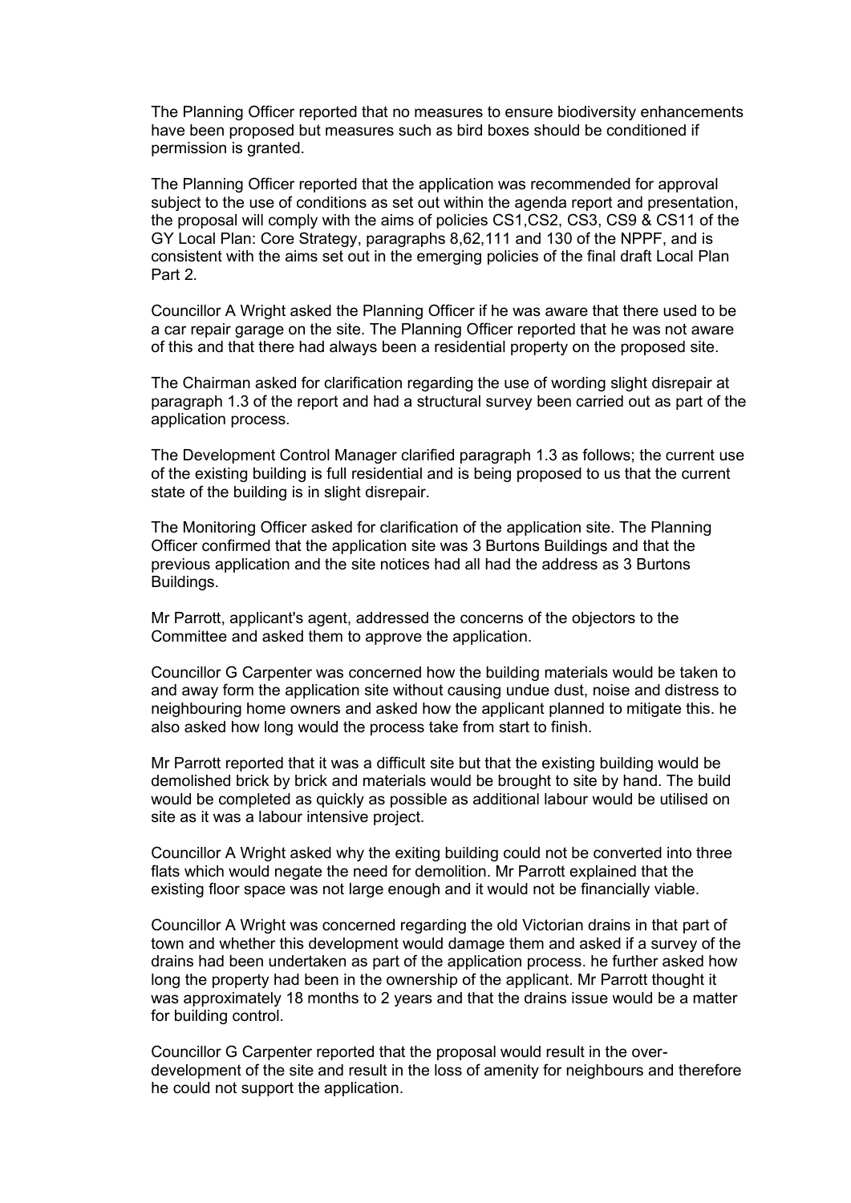The Planning Officer reported that no measures to ensure biodiversity enhancements have been proposed but measures such as bird boxes should be conditioned if permission is granted.

The Planning Officer reported that the application was recommended for approval subject to the use of conditions as set out within the agenda report and presentation, the proposal will comply with the aims of policies CS1,CS2, CS3, CS9 & CS11 of the GY Local Plan: Core Strategy, paragraphs 8,62,111 and 130 of the NPPF, and is consistent with the aims set out in the emerging policies of the final draft Local Plan Part 2.

Councillor A Wright asked the Planning Officer if he was aware that there used to be a car repair garage on the site. The Planning Officer reported that he was not aware of this and that there had always been a residential property on the proposed site.

The Chairman asked for clarification regarding the use of wording slight disrepair at paragraph 1.3 of the report and had a structural survey been carried out as part of the application process.

The Development Control Manager clarified paragraph 1.3 as follows; the current use of the existing building is full residential and is being proposed to us that the current state of the building is in slight disrepair.

The Monitoring Officer asked for clarification of the application site. The Planning Officer confirmed that the application site was 3 Burtons Buildings and that the previous application and the site notices had all had the address as 3 Burtons Buildings.

Mr Parrott, applicant's agent, addressed the concerns of the objectors to the Committee and asked them to approve the application.

Councillor G Carpenter was concerned how the building materials would be taken to and away form the application site without causing undue dust, noise and distress to neighbouring home owners and asked how the applicant planned to mitigate this. he also asked how long would the process take from start to finish.

Mr Parrott reported that it was a difficult site but that the existing building would be demolished brick by brick and materials would be brought to site by hand. The build would be completed as quickly as possible as additional labour would be utilised on site as it was a labour intensive project.

Councillor A Wright asked why the exiting building could not be converted into three flats which would negate the need for demolition. Mr Parrott explained that the existing floor space was not large enough and it would not be financially viable.

Councillor A Wright was concerned regarding the old Victorian drains in that part of town and whether this development would damage them and asked if a survey of the drains had been undertaken as part of the application process. he further asked how long the property had been in the ownership of the applicant. Mr Parrott thought it was approximately 18 months to 2 years and that the drains issue would be a matter for building control.

Councillor G Carpenter reported that the proposal would result in the over-development of the site and result in the loss of amenity for neighbours and therefore he could not support the application.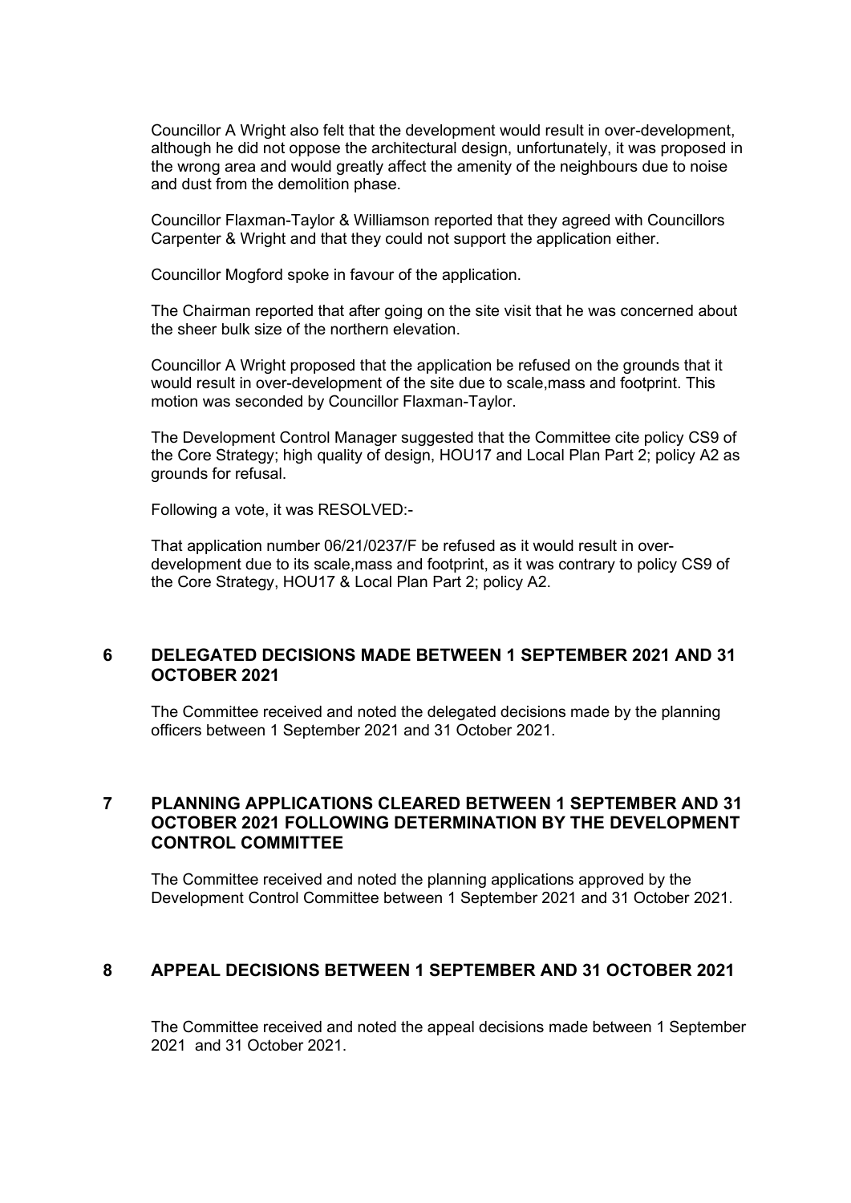Councillor A Wright also felt that the development would result in over-development, although he did not oppose the architectural design, unfortunately, it was proposed in the wrong area and would greatly affect the amenity of the neighbours due to noise and dust from the demolition phase.

Councillor Flaxman-Taylor & Williamson reported that they agreed with Councillors Carpenter & Wright and that they could not support the application either.

Councillor Mogford spoke in favour of the application.

The Chairman reported that after going on the site visit that he was concerned about the sheer bulk size of the northern elevation.

Councillor A Wright proposed that the application be refused on the grounds that it would result in over-development of the site due to scale,mass and footprint. This motion was seconded by Councillor Flaxman-Taylor.

The Development Control Manager suggested that the Committee cite policy CS9 of the Core Strategy; high quality of design, HOU17 and Local Plan Part 2; policy A2 as grounds for refusal.

Following a vote, it was RESOLVED:-

That application number 06/21/0237/F be refused as it would result in over-development due to its scale,mass and footprint, as it was contrary to policy CS9 of the Core Strategy, HOU17 & Local Plan Part 2; policy A2.

## 6 DELEGATED DECISIONS MADE BETWEEN 1 SEPTEMBER 2021 AND 31 OCTOBER 2021

The Committee received and noted the delegated decisions made by the planning officers between 1 September 2021 and 31 October 2021.

## 7 PLANNING APPLICATIONS CLEARED BETWEEN 1 SEPTEMBER AND 31 OCTOBER 2021 FOLLOWING DETERMINATION BY THE DEVELOPMENT CONTROL COMMITTEE

The Committee received and noted the planning applications approved by the Development Control Committee between 1 September 2021 and 31 October 2021.

## 8 APPEAL DECISIONS BETWEEN 1 SEPTEMBER AND 31 OCTOBER 2021

The Committee received and noted the appeal decisions made between 1 September 2021 and 31 October 2021.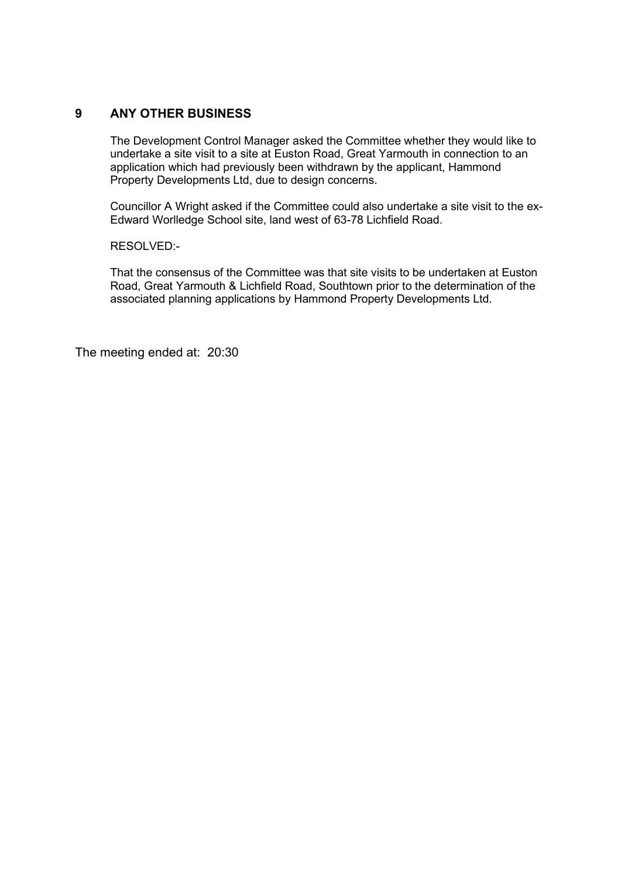## 9 ANY OTHER BUSINESS

The Development Control Manager asked the Committee whether they would like to undertake a site visit to a site at Euston Road, Great Yarmouth in connection to an application which had previously been withdrawn by the applicant, Hammond Property Developments Ltd, due to design concerns.

Councillor A Wright asked if the Committee could also undertake a site visit to the ex-Edward Worlledge School site, land west of 63-78 Lichfield Road.

RESOLVED:-

That the consensus of the Committee was that site visits to be undertaken at Euston Road, Great Yarmouth & Lichfield Road, Southtown prior to the determination of the associated planning applications by Hammond Property Developments Ltd.

The meeting ended at: 20:30